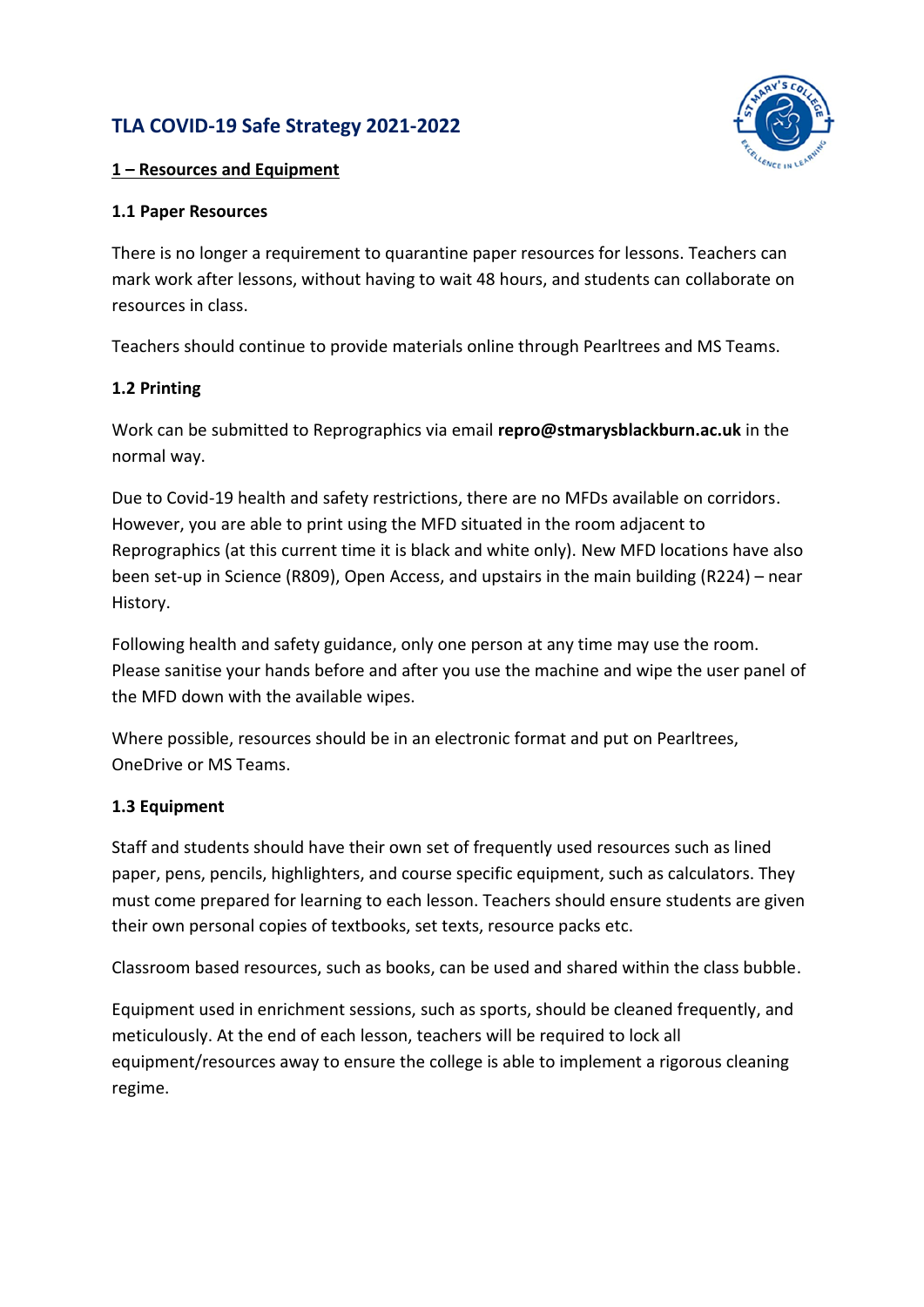# TLA COVID-19 Safe Strategy 2021-2022

## 1 – Resources and Equipment

### 1.1 Paper Resources

There is no longer a requirement to quarantine paper resources for lessons. Teachers can mark work after lessons, without having to wait 48 hours, and students can collaborate on resources in class.

Teachers should continue to provide materials online through Pearltrees and MS Teams.

### 1.2 Printing

Work can be submitted to Reprographics via email **repro@stmarysblackburn.ac.uk** in the normal way.

Due to Covid-19 health and safety restrictions, there are no MFDs available on corridors. However, you are able to print using the MFD situated in the room adjacent to Reprographics (at this current time it is black and white only). New MFD locations have also been set-up in Science (R809), Open Access, and upstairs in the main building (R224) – near History.

Following health and safety guidance, only one person at any time may use the room. Please sanitise your hands before and after you use the machine and wipe the user panel of the MFD down with the available wipes.

Where possible, resources should be in an electronic format and put on Pearltrees, OneDrive or MS Teams.

### 1.3 Equipment

Staff and students should have their own set of frequently used resources such as lined paper, pens, pencils, highlighters, and course specific equipment, such as calculators. They must come prepared for learning to each lesson. Teachers should ensure students are given their own personal copies of textbooks, set texts, resource packs etc.

Classroom based resources, such as books, can be used and shared within the class bubble.

Equipment used in enrichment sessions, such as sports, should be cleaned frequently, and meticulously. At the end of each lesson, teachers will be required to lock all equipment/resources away to ensure the college is able to implement a rigorous cleaning regime.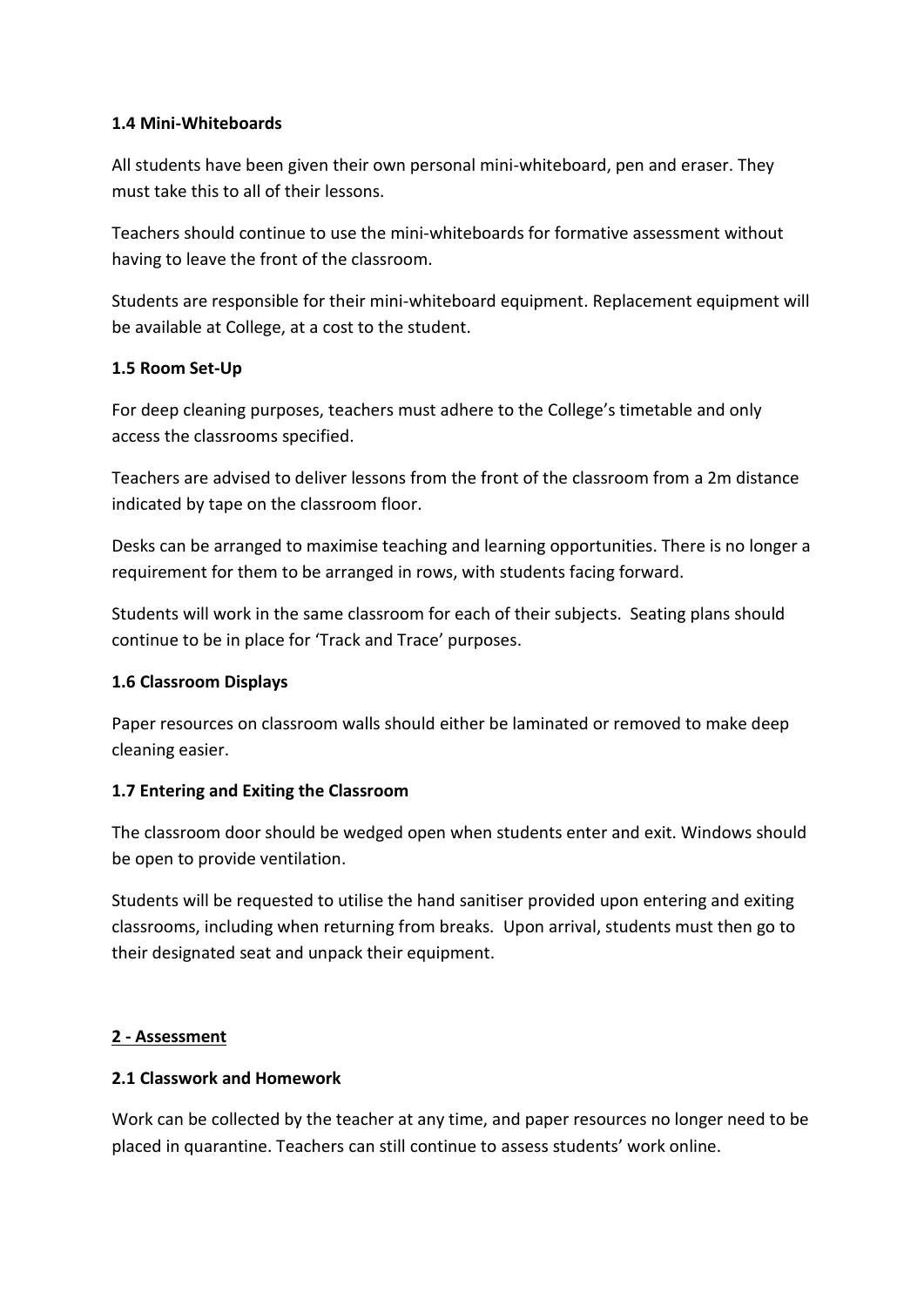### 1.4 Mini-Whiteboards

All students have been given their own personal mini-whiteboard, pen and eraser. They must take this to all of their lessons.

Teachers should continue to use the mini-whiteboards for formative assessment without having to leave the front of the classroom.

Students are responsible for their mini-whiteboard equipment. Replacement equipment will be available at College, at a cost to the student.

### 1.5 Room Set-Up

For deep cleaning purposes, teachers must adhere to the College's timetable and only access the classrooms specified.

Teachers are advised to deliver lessons from the front of the classroom from a 2m distance indicated by tape on the classroom floor.

Desks can be arranged to maximise teaching and learning opportunities. There is no longer a requirement for them to be arranged in rows, with students facing forward.

Students will work in the same classroom for each of their subjects. Seating plans should continue to be in place for 'Track and Trace' purposes.

### 1.6 Classroom Displays

Paper resources on classroom walls should either be laminated or removed to make deep cleaning easier.

### 1.7 Entering and Exiting the Classroom

The classroom door should be wedged open when students enter and exit. Windows should be open to provide ventilation.

Students will be requested to utilise the hand sanitiser provided upon entering and exiting classrooms, including when returning from breaks. Upon arrival, students must then go to their designated seat and unpack their equipment.

## 2 - Assessment

### 2.1 Classwork and Homework

Work can be collected by the teacher at any time, and paper resources no longer need to be placed in quarantine. Teachers can still continue to assess students' work online.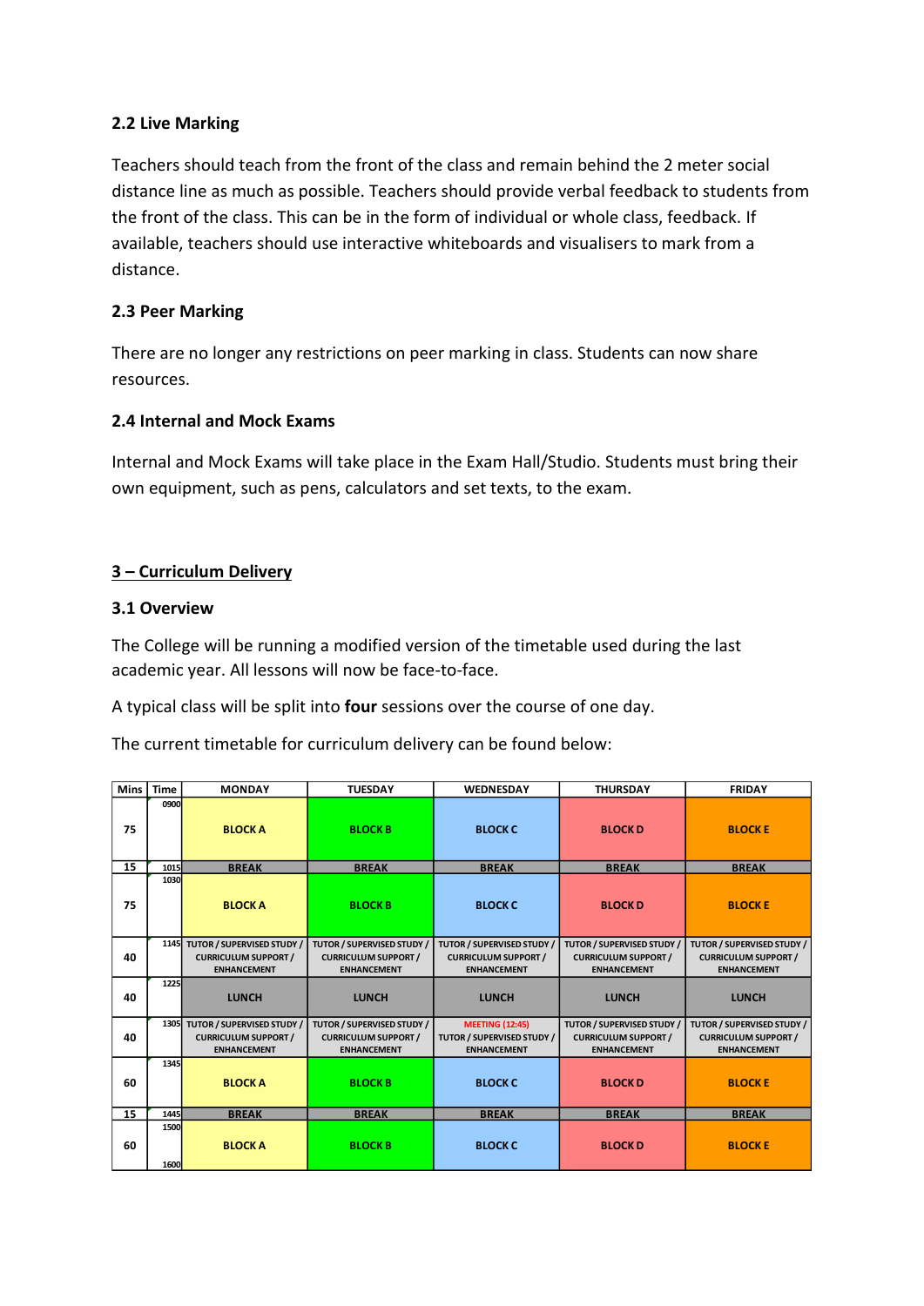### 2.2 Live Marking

Teachers should teach from the front of the class and remain behind the 2 meter social distance line as much as possible. Teachers should provide verbal feedback to students from the front of the class. This can be in the form of individual or whole class, feedback. If available, teachers should use interactive whiteboards and visualisers to mark from a distance.

### 2.3 Peer Marking

There are no longer any restrictions on peer marking in class. Students can now share resources.

### 2.4 Internal and Mock Exams

Internal and Mock Exams will take place in the Exam Hall/Studio. Students must bring their own equipment, such as pens, calculators and set texts, to the exam.

## 3 – Curriculum Delivery

### 3.1 Overview

The College will be running a modified version of the timetable used during the last academic year. All lessons will now be face-to-face.

A typical class will be split into **four** sessions over the course of one day.

The current timetable for curriculum delivery can be found below:

| Mins | Time | MONDAY | TUESDAY | WEDNESDAY | THURSDAY | FRIDAY |
|---|---|---|---|---|---|---|
| 75 | 0900 | BLOCK A | BLOCK B | BLOCK C | BLOCK D | BLOCK E |
| 15 | 1015 | BREAK | BREAK | BREAK | BREAK | BREAK |
| 75 | 1030 | BLOCK A | BLOCK B | BLOCK C | BLOCK D | BLOCK E |
| 40 | 1145 | TUTOR / SUPERVISED STUDY / CURRICULUM SUPPORT / ENHANCEMENT | TUTOR / SUPERVISED STUDY / CURRICULUM SUPPORT / ENHANCEMENT | TUTOR / SUPERVISED STUDY / CURRICULUM SUPPORT / ENHANCEMENT | TUTOR / SUPERVISED STUDY / CURRICULUM SUPPORT / ENHANCEMENT | TUTOR / SUPERVISED STUDY / CURRICULUM SUPPORT / ENHANCEMENT |
| 40 | 1225 | LUNCH | LUNCH | LUNCH | LUNCH | LUNCH |
| 40 | 1305 | TUTOR / SUPERVISED STUDY / CURRICULUM SUPPORT / ENHANCEMENT | TUTOR / SUPERVISED STUDY / CURRICULUM SUPPORT / ENHANCEMENT | MEETING (12:45) TUTOR / SUPERVISED STUDY / ENHANCEMENT | TUTOR / SUPERVISED STUDY / CURRICULUM SUPPORT / ENHANCEMENT | TUTOR / SUPERVISED STUDY / CURRICULUM SUPPORT / ENHANCEMENT |
| 60 | 1345 | BLOCK A | BLOCK B | BLOCK C | BLOCK D | BLOCK E |
| 15 | 1445 | BREAK | BREAK | BREAK | BREAK | BREAK |
| 60 | 1500–1600 | BLOCK A | BLOCK B | BLOCK C | BLOCK D | BLOCK E |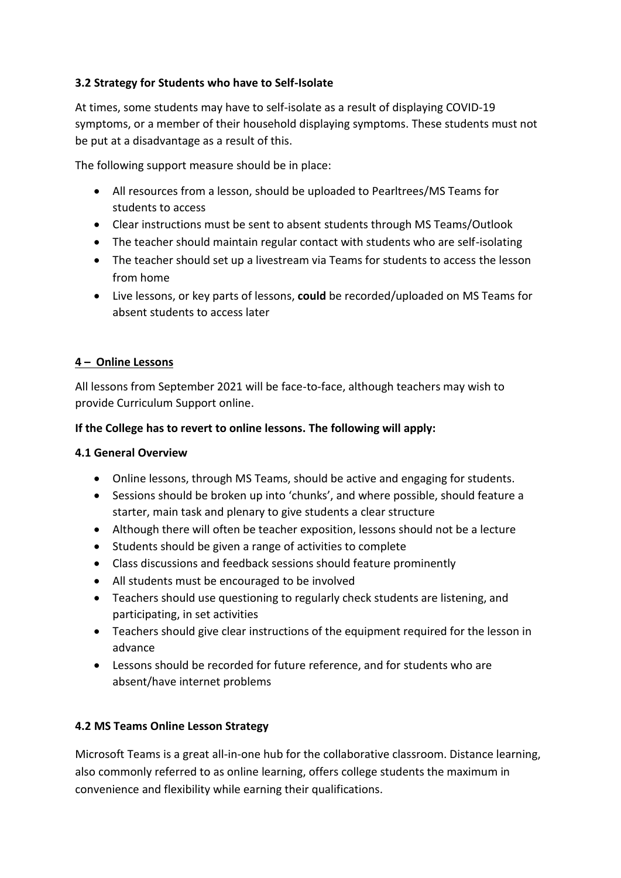### 3.2 Strategy for Students who have to Self-Isolate

At times, some students may have to self-isolate as a result of displaying COVID-19 symptoms, or a member of their household displaying symptoms. These students must not be put at a disadvantage as a result of this.

The following support measure should be in place:

- All resources from a lesson, should be uploaded to Pearltrees/MS Teams for students to access
- Clear instructions must be sent to absent students through MS Teams/Outlook
- The teacher should maintain regular contact with students who are self-isolating
- The teacher should set up a livestream via Teams for students to access the lesson from home
- Live lessons, or key parts of lessons, **could** be recorded/uploaded on MS Teams for absent students to access later

## 4 – Online Lessons

All lessons from September 2021 will be face-to-face, although teachers may wish to provide Curriculum Support online.

**If the College has to revert to online lessons. The following will apply:**

### 4.1 General Overview

- Online lessons, through MS Teams, should be active and engaging for students.
- Sessions should be broken up into 'chunks', and where possible, should feature a starter, main task and plenary to give students a clear structure
- Although there will often be teacher exposition, lessons should not be a lecture
- Students should be given a range of activities to complete
- Class discussions and feedback sessions should feature prominently
- All students must be encouraged to be involved
- Teachers should use questioning to regularly check students are listening, and participating, in set activities
- Teachers should give clear instructions of the equipment required for the lesson in advance
- Lessons should be recorded for future reference, and for students who are absent/have internet problems

### 4.2 MS Teams Online Lesson Strategy

Microsoft Teams is a great all-in-one hub for the collaborative classroom. Distance learning, also commonly referred to as online learning, offers college students the maximum in convenience and flexibility while earning their qualifications.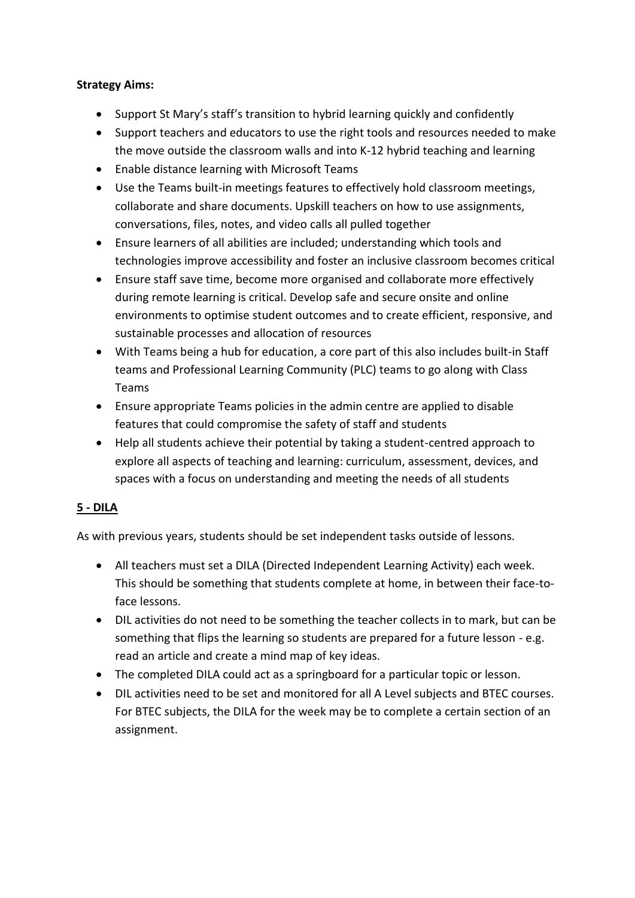**Strategy Aims:**

- Support St Mary's staff's transition to hybrid learning quickly and confidently
- Support teachers and educators to use the right tools and resources needed to make the move outside the classroom walls and into K-12 hybrid teaching and learning
- Enable distance learning with Microsoft Teams
- Use the Teams built-in meetings features to effectively hold classroom meetings, collaborate and share documents. Upskill teachers on how to use assignments, conversations, files, notes, and video calls all pulled together
- Ensure learners of all abilities are included; understanding which tools and technologies improve accessibility and foster an inclusive classroom becomes critical
- Ensure staff save time, become more organised and collaborate more effectively during remote learning is critical. Develop safe and secure onsite and online environments to optimise student outcomes and to create efficient, responsive, and sustainable processes and allocation of resources
- With Teams being a hub for education, a core part of this also includes built-in Staff teams and Professional Learning Community (PLC) teams to go along with Class Teams
- Ensure appropriate Teams policies in the admin centre are applied to disable features that could compromise the safety of staff and students
- Help all students achieve their potential by taking a student-centred approach to explore all aspects of teaching and learning: curriculum, assessment, devices, and spaces with a focus on understanding and meeting the needs of all students

## 5 - DILA

As with previous years, students should be set independent tasks outside of lessons.

- All teachers must set a DILA (Directed Independent Learning Activity) each week. This should be something that students complete at home, in between their face-to-face lessons.
- DIL activities do not need to be something the teacher collects in to mark, but can be something that flips the learning so students are prepared for a future lesson - e.g. read an article and create a mind map of key ideas.
- The completed DILA could act as a springboard for a particular topic or lesson.
- DIL activities need to be set and monitored for all A Level subjects and BTEC courses. For BTEC subjects, the DILA for the week may be to complete a certain section of an assignment.